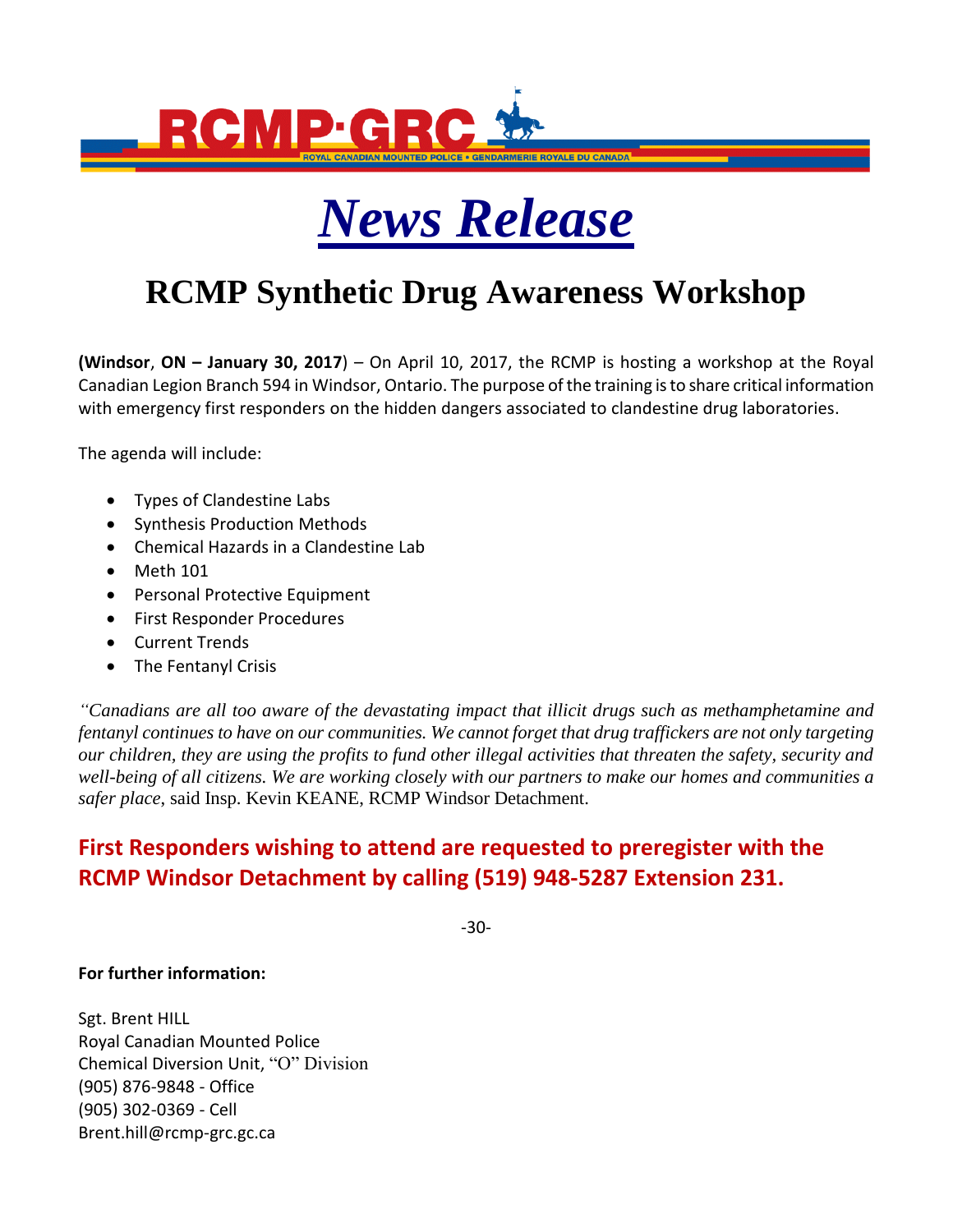RCMP·GRC

ROYAL CANADIAN MOUNTED POLICE • GENDARMERIE ROYALE DU CANADA

# *News Release*

## RCMP Synthetic Drug Awareness Workshop

**(Windsor**, **ON – January 30, 2017**) – On April 10, 2017, the RCMP is hosting a workshop at the Royal Canadian Legion Branch 594 in Windsor, Ontario. The purpose of the training is to share critical information with emergency first responders on the hidden dangers associated to clandestine drug laboratories.

The agenda will include:

- Types of Clandestine Labs
- Synthesis Production Methods
- Chemical Hazards in a Clandestine Lab
- Meth 101
- Personal Protective Equipment
- First Responder Procedures
- Current Trends
- The Fentanyl Crisis

*"Canadians are all too aware of the devastating impact that illicit drugs such as methamphetamine and fentanyl continues to have on our communities. We cannot forget that drug traffickers are not only targeting our children, they are using the profits to fund other illegal activities that threaten the safety, security and well-being of all citizens. We are working closely with our partners to make our homes and communities a safer place*, said Insp. Kevin KEANE, RCMP Windsor Detachment.

### First Responders wishing to attend are requested to preregister with the RCMP Windsor Detachment by calling (519) 948-5287 Extension 231.

-30-

**For further information:**

Sgt. Brent HILL
Royal Canadian Mounted Police
Chemical Diversion Unit, "O" Division
(905) 876-9848 - Office
(905) 302-0369 - Cell
Brent.hill@rcmp-grc.gc.ca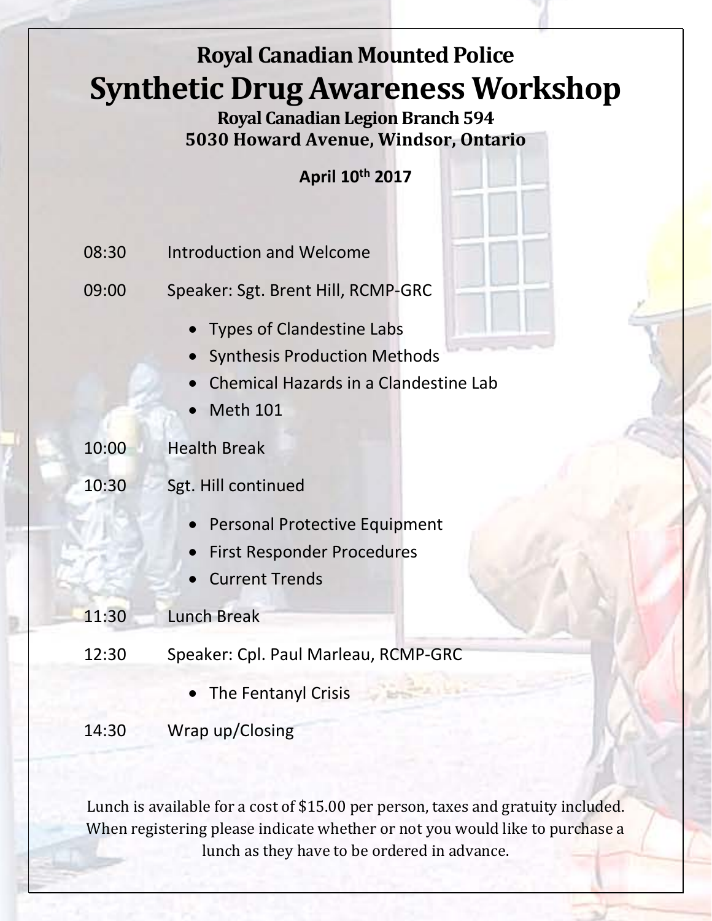# Royal Canadian Mounted Police

# Synthetic Drug Awareness Workshop

**Royal Canadian Legion Branch 594**
**5030 Howard Avenue, Windsor, Ontario**

**April 10th 2017**

08:30 Introduction and Welcome

09:00 Speaker: Sgt. Brent Hill, RCMP-GRC

- Types of Clandestine Labs
- Synthesis Production Methods
- Chemical Hazards in a Clandestine Lab
- Meth 101

10:00 Health Break

10:30 Sgt. Hill continued

- Personal Protective Equipment
- First Responder Procedures
- Current Trends

11:30 Lunch Break

12:30 Speaker: Cpl. Paul Marleau, RCMP-GRC

- The Fentanyl Crisis

14:30 Wrap up/Closing

Lunch is available for a cost of $15.00 per person, taxes and gratuity included. When registering please indicate whether or not you would like to purchase a lunch as they have to be ordered in advance.